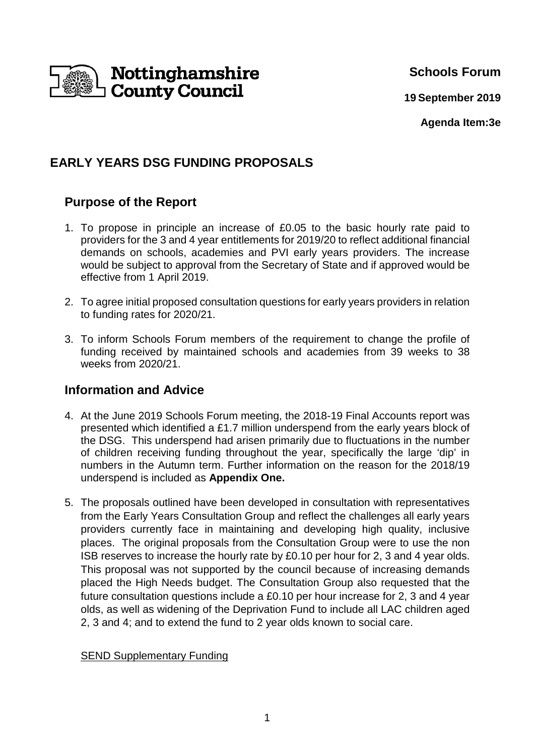Nottinghamshire County Council

**Schools Forum**

**19 September 2019**

**Agenda Item:3e**

## EARLY YEARS DSG FUNDING PROPOSALS

### Purpose of the Report

1. To propose in principle an increase of £0.05 to the basic hourly rate paid to providers for the 3 and 4 year entitlements for 2019/20 to reflect additional financial demands on schools, academies and PVI early years providers. The increase would be subject to approval from the Secretary of State and if approved would be effective from 1 April 2019.

2. To agree initial proposed consultation questions for early years providers in relation to funding rates for 2020/21.

3. To inform Schools Forum members of the requirement to change the profile of funding received by maintained schools and academies from 39 weeks to 38 weeks from 2020/21.

### Information and Advice

4. At the June 2019 Schools Forum meeting, the 2018-19 Final Accounts report was presented which identified a £1.7 million underspend from the early years block of the DSG. This underspend had arisen primarily due to fluctuations in the number of children receiving funding throughout the year, specifically the large 'dip' in numbers in the Autumn term. Further information on the reason for the 2018/19 underspend is included as **Appendix One.**

5. The proposals outlined have been developed in consultation with representatives from the Early Years Consultation Group and reflect the challenges all early years providers currently face in maintaining and developing high quality, inclusive places. The original proposals from the Consultation Group were to use the non ISB reserves to increase the hourly rate by £0.10 per hour for 2, 3 and 4 year olds. This proposal was not supported by the council because of increasing demands placed the High Needs budget. The Consultation Group also requested that the future consultation questions include a £0.10 per hour increase for 2, 3 and 4 year olds, as well as widening of the Deprivation Fund to include all LAC children aged 2, 3 and 4; and to extend the fund to 2 year olds known to social care.

<u>SEND Supplementary Funding</u>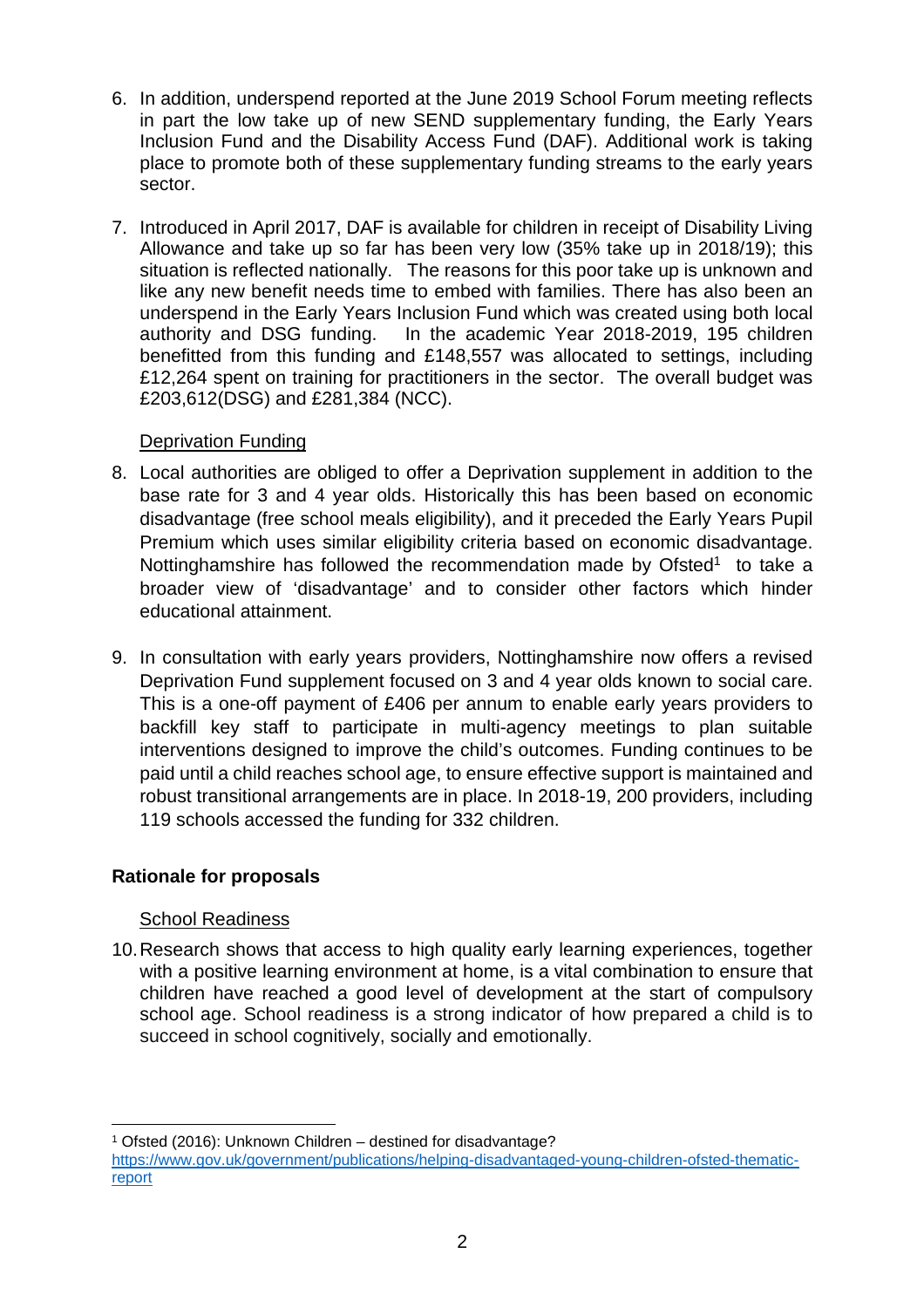6. In addition, underspend reported at the June 2019 School Forum meeting reflects in part the low take up of new SEND supplementary funding, the Early Years Inclusion Fund and the Disability Access Fund (DAF). Additional work is taking place to promote both of these supplementary funding streams to the early years sector.

7. Introduced in April 2017, DAF is available for children in receipt of Disability Living Allowance and take up so far has been very low (35% take up in 2018/19); this situation is reflected nationally. The reasons for this poor take up is unknown and like any new benefit needs time to embed with families. There has also been an underspend in the Early Years Inclusion Fund which was created using both local authority and DSG funding. In the academic Year 2018-2019, 195 children benefitted from this funding and £148,557 was allocated to settings, including £12,264 spent on training for practitioners in the sector. The overall budget was £203,612(DSG) and £281,384 (NCC).

<u>Deprivation Funding</u>

8. Local authorities are obliged to offer a Deprivation supplement in addition to the base rate for 3 and 4 year olds. Historically this has been based on economic disadvantage (free school meals eligibility), and it preceded the Early Years Pupil Premium which uses similar eligibility criteria based on economic disadvantage. Nottinghamshire has followed the recommendation made by Ofsted[1] to take a broader view of 'disadvantage' and to consider other factors which hinder educational attainment.

9. In consultation with early years providers, Nottinghamshire now offers a revised Deprivation Fund supplement focused on 3 and 4 year olds known to social care. This is a one-off payment of £406 per annum to enable early years providers to backfill key staff to participate in multi-agency meetings to plan suitable interventions designed to improve the child's outcomes. Funding continues to be paid until a child reaches school age, to ensure effective support is maintained and robust transitional arrangements are in place. In 2018-19, 200 providers, including 119 schools accessed the funding for 332 children.

**Rationale for proposals**

<u>School Readiness</u>

10. Research shows that access to high quality early learning experiences, together with a positive learning environment at home, is a vital combination to ensure that children have reached a good level of development at the start of compulsory school age. School readiness is a strong indicator of how prepared a child is to succeed in school cognitively, socially and emotionally.

---

[1] Ofsted (2016): Unknown Children – destined for disadvantage? https://www.gov.uk/government/publications/helping-disadvantaged-young-children-ofsted-thematic-report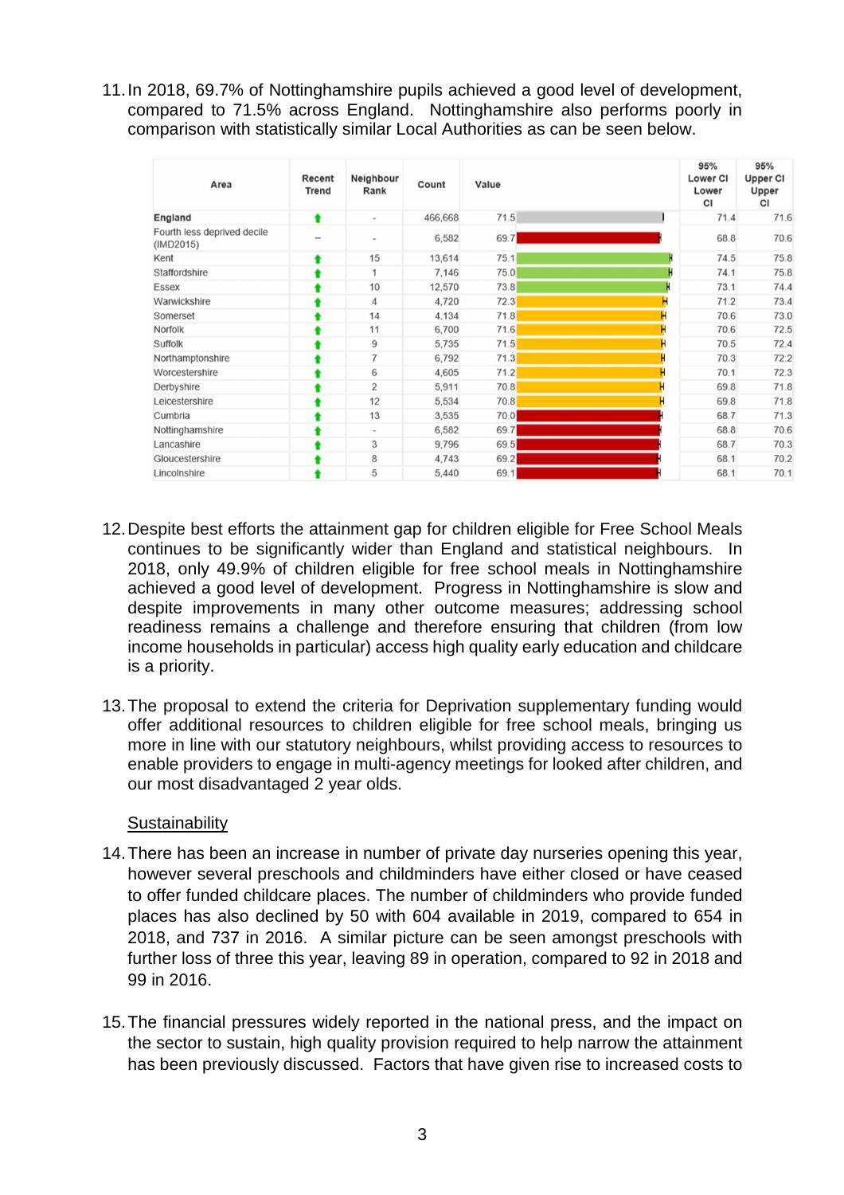11. In 2018, 69.7% of Nottinghamshire pupils achieved a good level of development, compared to 71.5% across England. Nottinghamshire also performs poorly in comparison with statistically similar Local Authorities as can be seen below.

| Area | Recent Trend | Neighbour Rank | Count | Value | 95% Lower CI Lower CI | 95% Upper CI Upper CI |
|---|---|---|---|---|---|---|
| **England** | ⬆ | - | 466,668 | 71.5 | 71.4 | 71.6 |
| Fourth less deprived decile (IMD2015) | – | - | 6,582 | 69.7 | 68.8 | 70.6 |
| Kent | ⬆ | 15 | 13,614 | 75.1 | 74.5 | 75.8 |
| Staffordshire | ⬆ | 1 | 7,146 | 75.0 | 74.1 | 75.8 |
| Essex | ⬆ | 10 | 12,570 | 73.8 | 73.1 | 74.4 |
| Warwickshire | ⬆ | 4 | 4,720 | 72.3 | 71.2 | 73.4 |
| Somerset | ⬆ | 14 | 4,134 | 71.8 | 70.6 | 73.0 |
| Norfolk | ⬆ | 11 | 6,700 | 71.6 | 70.6 | 72.5 |
| Suffolk | ⬆ | 9 | 5,735 | 71.5 | 70.5 | 72.4 |
| Northamptonshire | ⬆ | 7 | 6,792 | 71.3 | 70.3 | 72.2 |
| Worcestershire | ⬆ | 6 | 4,605 | 71.2 | 70.1 | 72.3 |
| Derbyshire | ⬆ | 2 | 5,911 | 70.8 | 69.8 | 71.8 |
| Leicestershire | ⬆ | 12 | 5,534 | 70.8 | 69.8 | 71.8 |
| Cumbria | ⬆ | 13 | 3,535 | 70.0 | 68.7 | 71.3 |
| Nottinghamshire | ⬆ | - | 6,582 | 69.7 | 68.8 | 70.6 |
| Lancashire | ⬆ | 3 | 9,796 | 69.5 | 68.7 | 70.3 |
| Gloucestershire | ⬆ | 8 | 4,743 | 69.2 | 68.1 | 70.2 |
| Lincolnshire | ⬆ | 5 | 5,440 | 69.1 | 68.1 | 70.1 |

12. Despite best efforts the attainment gap for children eligible for Free School Meals continues to be significantly wider than England and statistical neighbours. In 2018, only 49.9% of children eligible for free school meals in Nottinghamshire achieved a good level of development. Progress in Nottinghamshire is slow and despite improvements in many other outcome measures; addressing school readiness remains a challenge and therefore ensuring that children (from low income households in particular) access high quality early education and childcare is a priority.

13. The proposal to extend the criteria for Deprivation supplementary funding would offer additional resources to children eligible for free school meals, bringing us more in line with our statutory neighbours, whilst providing access to resources to enable providers to engage in multi-agency meetings for looked after children, and our most disadvantaged 2 year olds.

<u>Sustainability</u>

14. There has been an increase in number of private day nurseries opening this year, however several preschools and childminders have either closed or have ceased to offer funded childcare places. The number of childminders who provide funded places has also declined by 50 with 604 available in 2019, compared to 654 in 2018, and 737 in 2016. A similar picture can be seen amongst preschools with further loss of three this year, leaving 89 in operation, compared to 92 in 2018 and 99 in 2016.

15. The financial pressures widely reported in the national press, and the impact on the sector to sustain, high quality provision required to help narrow the attainment has been previously discussed. Factors that have given rise to increased costs to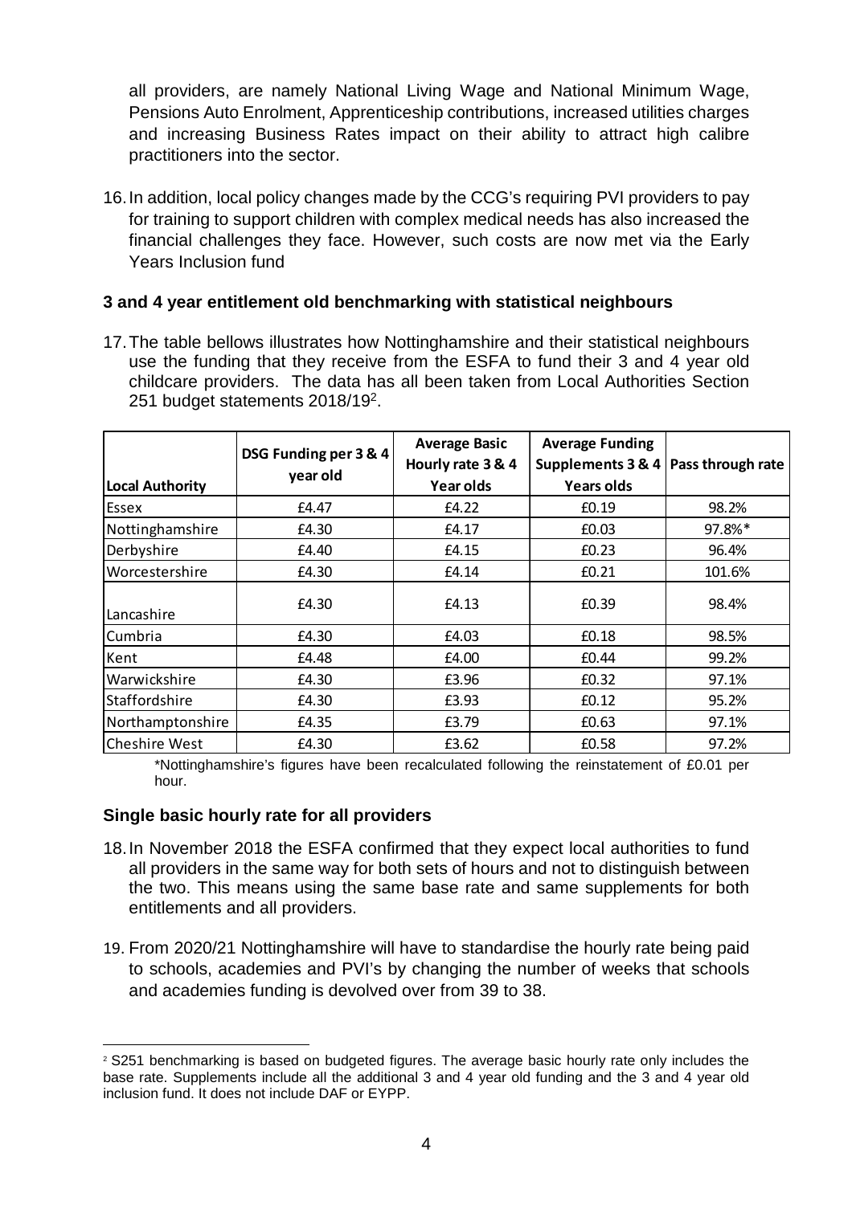all providers, are namely National Living Wage and National Minimum Wage, Pensions Auto Enrolment, Apprenticeship contributions, increased utilities charges and increasing Business Rates impact on their ability to attract high calibre practitioners into the sector.

16. In addition, local policy changes made by the CCG's requiring PVI providers to pay for training to support children with complex medical needs has also increased the financial challenges they face. However, such costs are now met via the Early Years Inclusion fund

### 3 and 4 year entitlement old benchmarking with statistical neighbours

17. The table bellows illustrates how Nottinghamshire and their statistical neighbours use the funding that they receive from the ESFA to fund their 3 and 4 year old childcare providers. The data has all been taken from Local Authorities Section 251 budget statements 2018/19[2].

| Local Authority | DSG Funding per 3 & 4 year old | Average Basic Hourly rate 3 & 4 Year olds | Average Funding Supplements 3 & 4 Years olds | Pass through rate |
|---|---|---|---|---|
| Essex | £4.47 | £4.22 | £0.19 | 98.2% |
| Nottinghamshire | £4.30 | £4.17 | £0.03 | 97.8%* |
| Derbyshire | £4.40 | £4.15 | £0.23 | 96.4% |
| Worcestershire | £4.30 | £4.14 | £0.21 | 101.6% |
| Lancashire | £4.30 | £4.13 | £0.39 | 98.4% |
| Cumbria | £4.30 | £4.03 | £0.18 | 98.5% |
| Kent | £4.48 | £4.00 | £0.44 | 99.2% |
| Warwickshire | £4.30 | £3.96 | £0.32 | 97.1% |
| Staffordshire | £4.30 | £3.93 | £0.12 | 95.2% |
| Northamptonshire | £4.35 | £3.79 | £0.63 | 97.1% |
| Cheshire West | £4.30 | £3.62 | £0.58 | 97.2% |

*Nottinghamshire's figures have been recalculated following the reinstatement of £0.01 per hour.

### Single basic hourly rate for all providers

18. In November 2018 the ESFA confirmed that they expect local authorities to fund all providers in the same way for both sets of hours and not to distinguish between the two. This means using the same base rate and same supplements for both entitlements and all providers.

19. From 2020/21 Nottinghamshire will have to standardise the hourly rate being paid to schools, academies and PVI's by changing the number of weeks that schools and academies funding is devolved over from 39 to 38.

---

[2] S251 benchmarking is based on budgeted figures. The average basic hourly rate only includes the base rate. Supplements include all the additional 3 and 4 year old funding and the 3 and 4 year old inclusion fund. It does not include DAF or EYPP.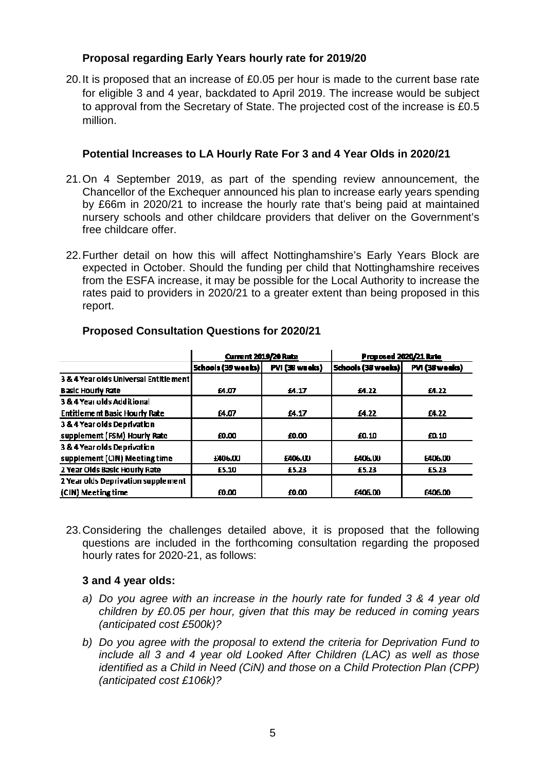### Proposal regarding Early Years hourly rate for 2019/20

20. It is proposed that an increase of £0.05 per hour is made to the current base rate for eligible 3 and 4 year, backdated to April 2019. The increase would be subject to approval from the Secretary of State. The projected cost of the increase is £0.5 million.

### Potential Increases to LA Hourly Rate For 3 and 4 Year Olds in 2020/21

21. On 4 September 2019, as part of the spending review announcement, the Chancellor of the Exchequer announced his plan to increase early years spending by £66m in 2020/21 to increase the hourly rate that's being paid at maintained nursery schools and other childcare providers that deliver on the Government's free childcare offer.

22. Further detail on how this will affect Nottinghamshire's Early Years Block are expected in October. Should the funding per child that Nottinghamshire receives from the ESFA increase, it may be possible for the Local Authority to increase the rates paid to providers in 2020/21 to a greater extent than being proposed in this report.

### Proposed Consultation Questions for 2020/21

| | Current 2019/20 Rate | | Proposed 2020/21 Rate | |
|---|---|---|---|---|
| | Schools (39 weeks) | PVI (38 weeks) | Schools (38 weeks) | PVI (38 weeks) |
| 3 & 4 Year olds Universal Entitlement Basic Hourly Rate | £4.07 | £4.17 | £4.22 | £4.22 |
| 3 & 4 Year olds Additional Entitlement Basic Hourly Rate | £4.07 | £4.17 | £4.22 | £4.22 |
| 3 & 4 Year olds Deprivation supplement (FSM) Hourly Rate | £0.00 | £0.00 | £0.10 | £0.10 |
| 3 & 4 Year olds Deprivation supplement (CIN) Meeting time | £406.00 | £406.00 | £406.00 | £406.00 |
| 2 Year Olds Basic Hourly Rate | £5.10 | £5.23 | £5.23 | £5.23 |
| 2 Year olds Deprivation supplement (CIN) Meeting time | £0.00 | £0.00 | £406.00 | £406.00 |

23. Considering the challenges detailed above, it is proposed that the following questions are included in the forthcoming consultation regarding the proposed hourly rates for 2020-21, as follows:

**3 and 4 year olds:**

a) *Do you agree with an increase in the hourly rate for funded 3 & 4 year old children by £0.05 per hour, given that this may be reduced in coming years (anticipated cost £500k)?*

b) *Do you agree with the proposal to extend the criteria for Deprivation Fund to include all 3 and 4 year old Looked After Children (LAC) as well as those identified as a Child in Need (CiN) and those on a Child Protection Plan (CPP) (anticipated cost £106k)?*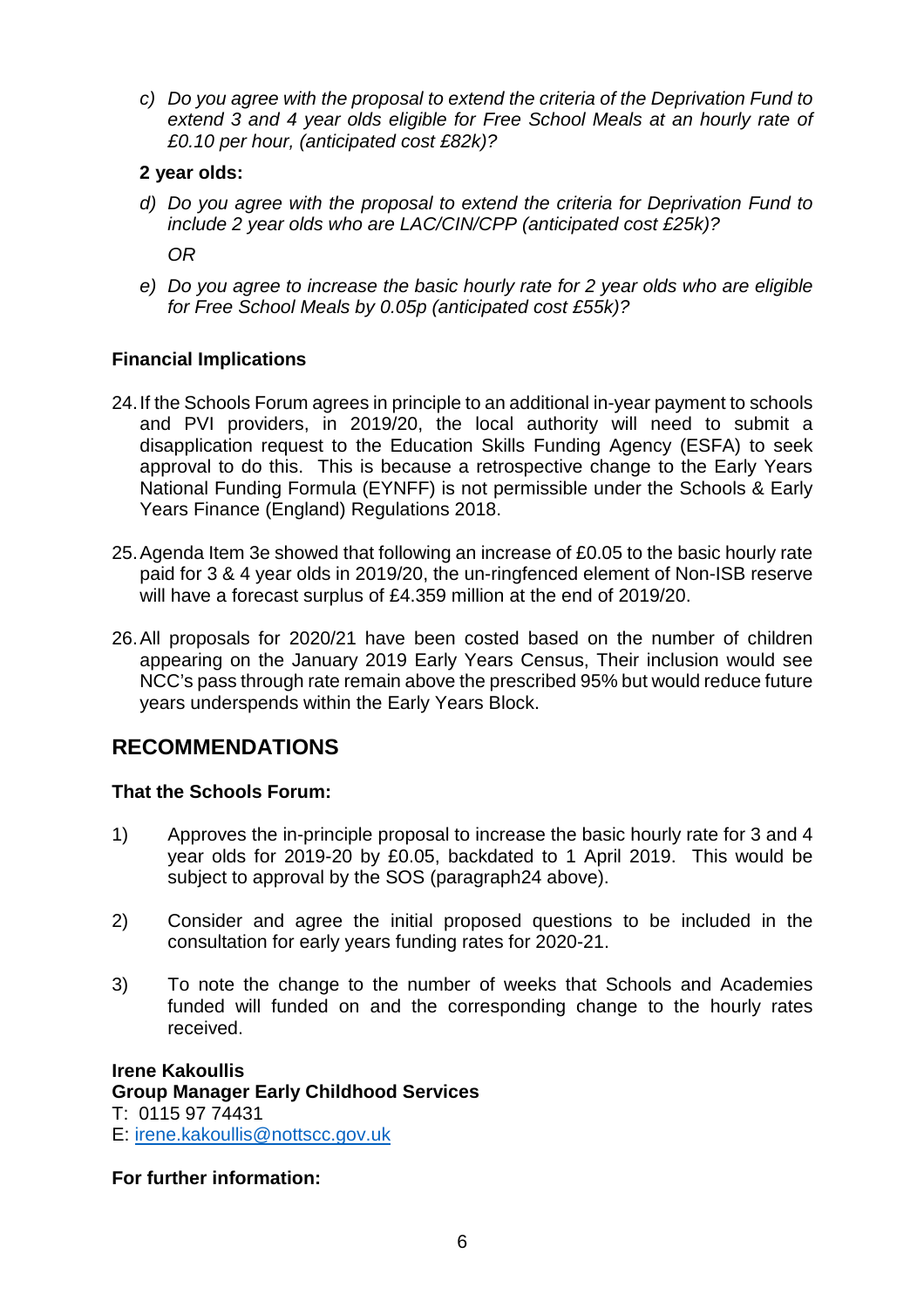c) *Do you agree with the proposal to extend the criteria of the Deprivation Fund to extend 3 and 4 year olds eligible for Free School Meals at an hourly rate of £0.10 per hour, (anticipated cost £82k)?*

**2 year olds:**

d) *Do you agree with the proposal to extend the criteria for Deprivation Fund to include 2 year olds who are LAC/CIN/CPP (anticipated cost £25k)?*

*OR*

e) *Do you agree to increase the basic hourly rate for 2 year olds who are eligible for Free School Meals by 0.05p (anticipated cost £55k)?*

**Financial Implications**

24. If the Schools Forum agrees in principle to an additional in-year payment to schools and PVI providers, in 2019/20, the local authority will need to submit a disapplication request to the Education Skills Funding Agency (ESFA) to seek approval to do this. This is because a retrospective change to the Early Years National Funding Formula (EYNFF) is not permissible under the Schools & Early Years Finance (England) Regulations 2018.

25. Agenda Item 3e showed that following an increase of £0.05 to the basic hourly rate paid for 3 & 4 year olds in 2019/20, the un-ringfenced element of Non-ISB reserve will have a forecast surplus of £4.359 million at the end of 2019/20.

26. All proposals for 2020/21 have been costed based on the number of children appearing on the January 2019 Early Years Census, Their inclusion would see NCC's pass through rate remain above the prescribed 95% but would reduce future years underspends within the Early Years Block.

## RECOMMENDATIONS

**That the Schools Forum:**

1) Approves the in-principle proposal to increase the basic hourly rate for 3 and 4 year olds for 2019-20 by £0.05, backdated to 1 April 2019. This would be subject to approval by the SOS (paragraph24 above).

2) Consider and agree the initial proposed questions to be included in the consultation for early years funding rates for 2020-21.

3) To note the change to the number of weeks that Schools and Academies funded will funded on and the corresponding change to the hourly rates received.

**Irene Kakoullis**
**Group Manager Early Childhood Services**
T: 0115 97 74431
E: irene.kakoullis@nottscc.gov.uk

**For further information:**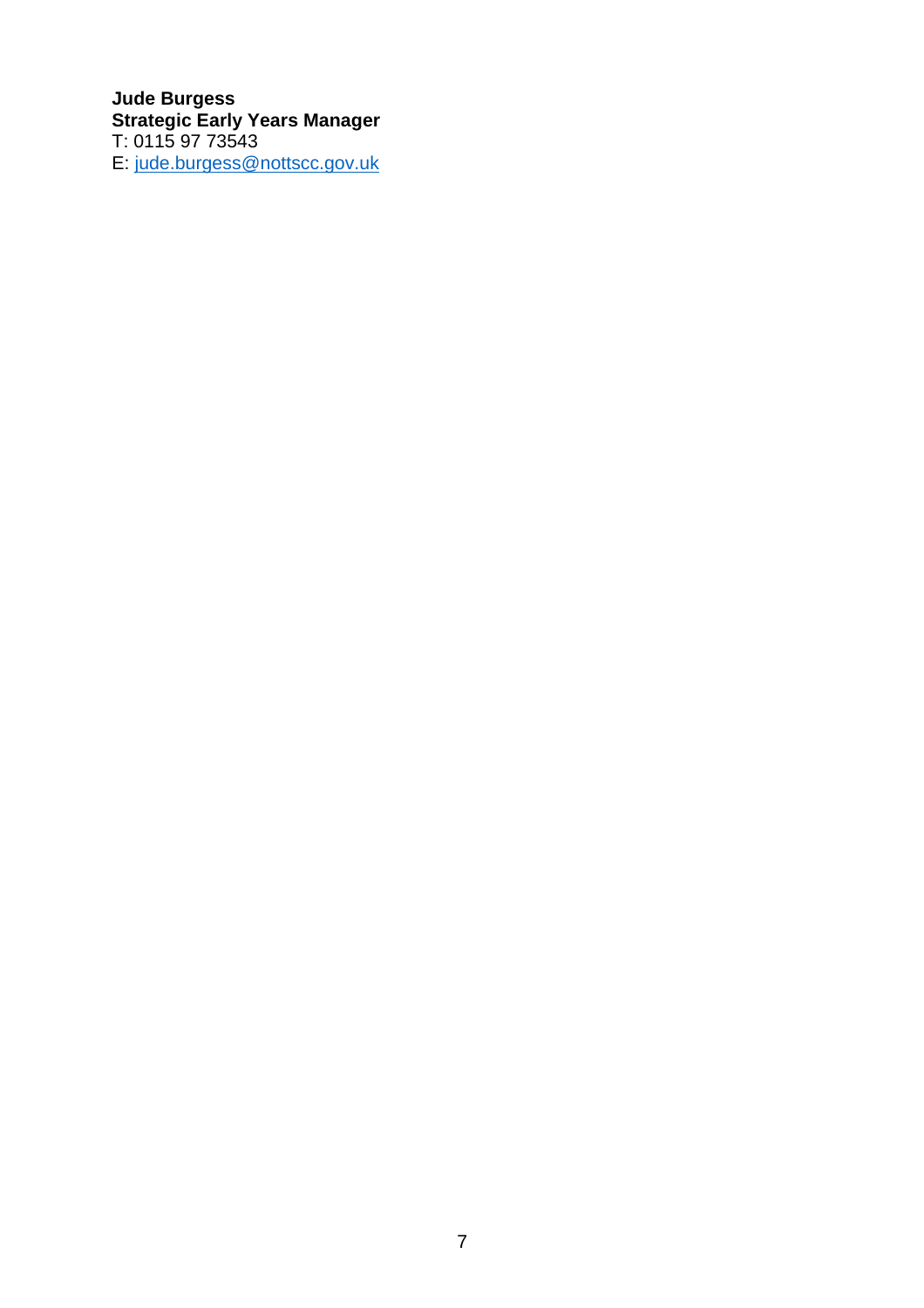**Jude Burgess**
**Strategic Early Years Manager**
T: 0115 97 73543
E: jude.burgess@nottscc.gov.uk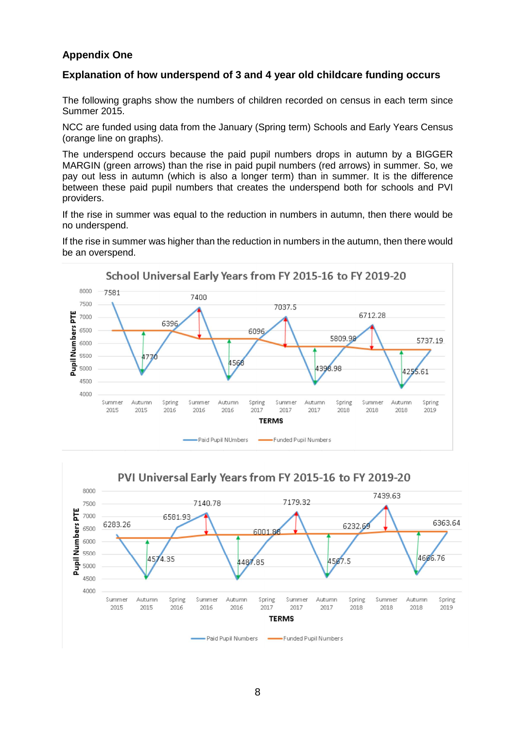## Appendix One

### Explanation of how underspend of 3 and 4 year old childcare funding occurs

The following graphs show the numbers of children recorded on census in each term since Summer 2015.

NCC are funded using data from the January (Spring term) Schools and Early Years Census (orange line on graphs).

The underspend occurs because the paid pupil numbers drops in autumn by a BIGGER MARGIN (green arrows) than the rise in paid pupil numbers (red arrows) in summer. So, we pay out less in autumn (which is also a longer term) than in summer. It is the difference between these paid pupil numbers that creates the underspend both for schools and PVI providers.

If the rise in summer was equal to the reduction in numbers in autumn, then there would be no underspend.

If the rise in summer was higher than the reduction in numbers in the autumn, then there would be an overspend.

School Universal Early Years from FY 2015-16 to FY 2019-20

Pupil Numbers PTE

8000
7500
7000
6500
6000
5500
5000
4500
4000

7581
7400
6396
4770
4568
6096
7037.5
4398.98
5809.98
6712.28
4255.61
5737.19

Summer 2015, Autumn 2015, Spring 2016, Summer 2016, Autumn 2016, Spring 2017, Summer 2017, Autumn 2017, Spring 2018, Summer 2018, Autumn 2018, Spring 2019

TERMS

Paid Pupil NUmbers
Funded Pupil Numbers

PVI Universal Early Years from FY 2015-16 to FY 2019-20

Pupil Numbers PTE

8000
7500
7000
6500
6000
5500
5000
4500
4000

6283.26
4574.35
6581.93
7140.78
4487.85
6001.88
7179.32
4567.5
6232.69
7439.63
4666.76
6363.64

Summer 2015, Autumn 2015, Spring 2016, Summer 2016, Autumn 2016, Spring 2017, Summer 2017, Autumn 2017, Spring 2018, Summer 2018, Autumn 2018, Spring 2019

TERMS

Paid Pupil Numbers
Funded Pupil Numbers